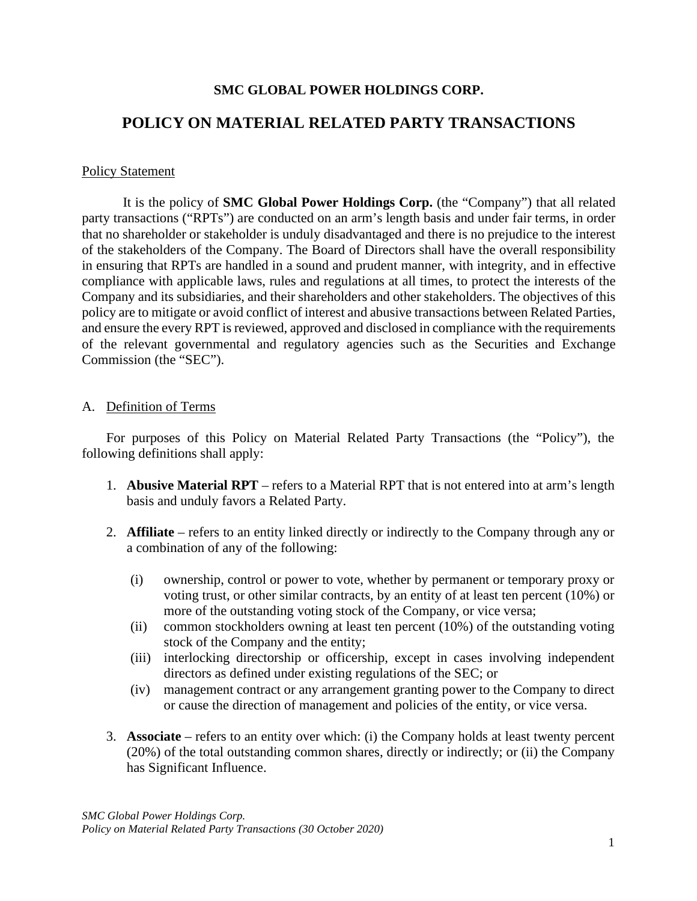**SMC GLOBAL POWER HOLDINGS CORP.**

# POLICY ON MATERIAL RELATED PARTY TRANSACTIONS

Policy Statement

It is the policy of **SMC Global Power Holdings Corp.** (the "Company") that all related party transactions ("RPTs") are conducted on an arm's length basis and under fair terms, in order that no shareholder or stakeholder is unduly disadvantaged and there is no prejudice to the interest of the stakeholders of the Company. The Board of Directors shall have the overall responsibility in ensuring that RPTs are handled in a sound and prudent manner, with integrity, and in effective compliance with applicable laws, rules and regulations at all times, to protect the interests of the Company and its subsidiaries, and their shareholders and other stakeholders. The objectives of this policy are to mitigate or avoid conflict of interest and abusive transactions between Related Parties, and ensure the every RPT is reviewed, approved and disclosed in compliance with the requirements of the relevant governmental and regulatory agencies such as the Securities and Exchange Commission (the "SEC").

A. Definition of Terms

For purposes of this Policy on Material Related Party Transactions (the "Policy"), the following definitions shall apply:

1. **Abusive Material RPT** – refers to a Material RPT that is not entered into at arm's length basis and unduly favors a Related Party.

2. **Affiliate** – refers to an entity linked directly or indirectly to the Company through any or a combination of any of the following:

   (i) ownership, control or power to vote, whether by permanent or temporary proxy or voting trust, or other similar contracts, by an entity of at least ten percent (10%) or more of the outstanding voting stock of the Company, or vice versa;
   (ii) common stockholders owning at least ten percent (10%) of the outstanding voting stock of the Company and the entity;
   (iii) interlocking directorship or officership, except in cases involving independent directors as defined under existing regulations of the SEC; or
   (iv) management contract or any arrangement granting power to the Company to direct or cause the direction of management and policies of the entity, or vice versa.

3. **Associate** – refers to an entity over which: (i) the Company holds at least twenty percent (20%) of the total outstanding common shares, directly or indirectly; or (ii) the Company has Significant Influence.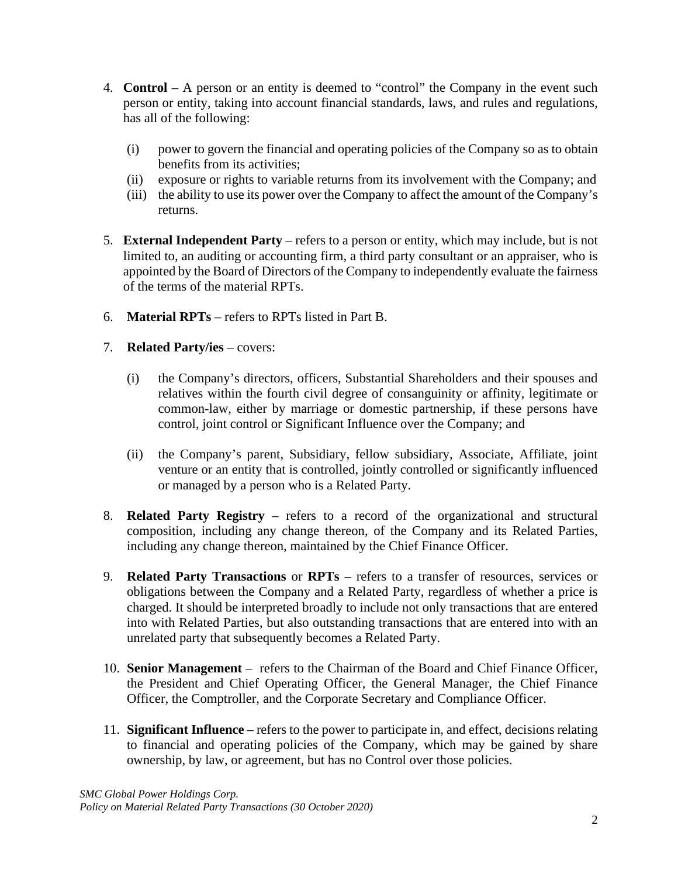4. **Control** – A person or an entity is deemed to "control" the Company in the event such person or entity, taking into account financial standards, laws, and rules and regulations, has all of the following:

   (i) power to govern the financial and operating policies of the Company so as to obtain benefits from its activities;
   (ii) exposure or rights to variable returns from its involvement with the Company; and
   (iii) the ability to use its power over the Company to affect the amount of the Company's returns.

5. **External Independent Party** – refers to a person or entity, which may include, but is not limited to, an auditing or accounting firm, a third party consultant or an appraiser, who is appointed by the Board of Directors of the Company to independently evaluate the fairness of the terms of the material RPTs.

6. **Material RPTs** – refers to RPTs listed in Part B.

7. **Related Party/ies** – covers:

   (i) the Company's directors, officers, Substantial Shareholders and their spouses and relatives within the fourth civil degree of consanguinity or affinity, legitimate or common-law, either by marriage or domestic partnership, if these persons have control, joint control or Significant Influence over the Company; and

   (ii) the Company's parent, Subsidiary, fellow subsidiary, Associate, Affiliate, joint venture or an entity that is controlled, jointly controlled or significantly influenced or managed by a person who is a Related Party.

8. **Related Party Registry** – refers to a record of the organizational and structural composition, including any change thereon, of the Company and its Related Parties, including any change thereon, maintained by the Chief Finance Officer.

9. **Related Party Transactions** or **RPTs** – refers to a transfer of resources, services or obligations between the Company and a Related Party, regardless of whether a price is charged. It should be interpreted broadly to include not only transactions that are entered into with Related Parties, but also outstanding transactions that are entered into with an unrelated party that subsequently becomes a Related Party.

10. **Senior Management** – refers to the Chairman of the Board and Chief Finance Officer, the President and Chief Operating Officer, the General Manager, the Chief Finance Officer, the Comptroller, and the Corporate Secretary and Compliance Officer.

11. **Significant Influence** – refers to the power to participate in, and effect, decisions relating to financial and operating policies of the Company, which may be gained by share ownership, by law, or agreement, but has no Control over those policies.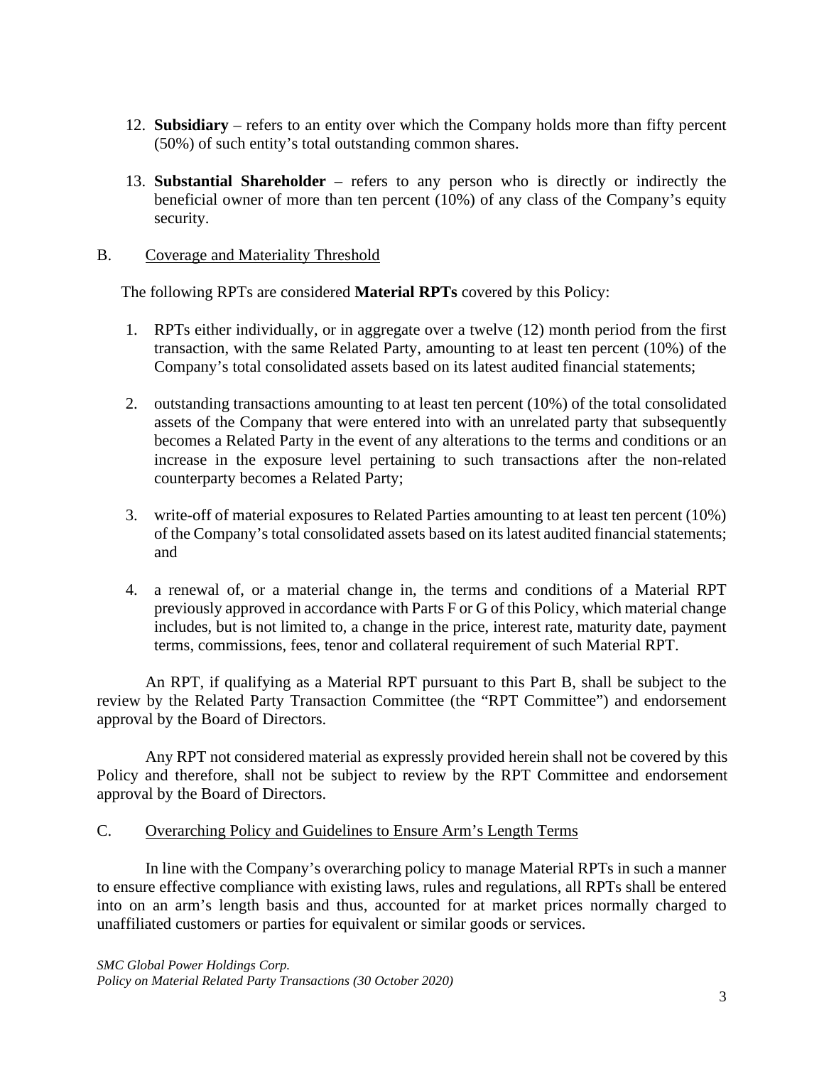12. **Subsidiary** – refers to an entity over which the Company holds more than fifty percent (50%) of such entity's total outstanding common shares.

13. **Substantial Shareholder** – refers to any person who is directly or indirectly the beneficial owner of more than ten percent (10%) of any class of the Company's equity security.

## B. Coverage and Materiality Threshold

The following RPTs are considered **Material RPTs** covered by this Policy:

1. RPTs either individually, or in aggregate over a twelve (12) month period from the first transaction, with the same Related Party, amounting to at least ten percent (10%) of the Company's total consolidated assets based on its latest audited financial statements;

2. outstanding transactions amounting to at least ten percent (10%) of the total consolidated assets of the Company that were entered into with an unrelated party that subsequently becomes a Related Party in the event of any alterations to the terms and conditions or an increase in the exposure level pertaining to such transactions after the non-related counterparty becomes a Related Party;

3. write-off of material exposures to Related Parties amounting to at least ten percent (10%) of the Company's total consolidated assets based on its latest audited financial statements; and

4. a renewal of, or a material change in, the terms and conditions of a Material RPT previously approved in accordance with Parts F or G of this Policy, which material change includes, but is not limited to, a change in the price, interest rate, maturity date, payment terms, commissions, fees, tenor and collateral requirement of such Material RPT.

An RPT, if qualifying as a Material RPT pursuant to this Part B, shall be subject to the review by the Related Party Transaction Committee (the "RPT Committee") and endorsement approval by the Board of Directors.

Any RPT not considered material as expressly provided herein shall not be covered by this Policy and therefore, shall not be subject to review by the RPT Committee and endorsement approval by the Board of Directors.

## C. Overarching Policy and Guidelines to Ensure Arm's Length Terms

In line with the Company's overarching policy to manage Material RPTs in such a manner to ensure effective compliance with existing laws, rules and regulations, all RPTs shall be entered into on an arm's length basis and thus, accounted for at market prices normally charged to unaffiliated customers or parties for equivalent or similar goods or services.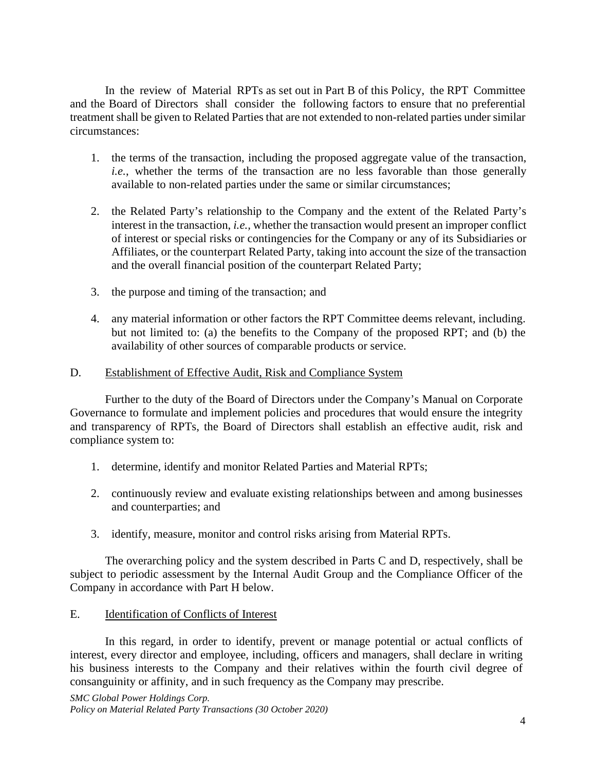In the review of Material RPTs as set out in Part B of this Policy, the RPT Committee and the Board of Directors shall consider the following factors to ensure that no preferential treatment shall be given to Related Parties that are not extended to non-related parties under similar circumstances:

1. the terms of the transaction, including the proposed aggregate value of the transaction, *i.e.*, whether the terms of the transaction are no less favorable than those generally available to non-related parties under the same or similar circumstances;

2. the Related Party's relationship to the Company and the extent of the Related Party's interest in the transaction, *i.e.*, whether the transaction would present an improper conflict of interest or special risks or contingencies for the Company or any of its Subsidiaries or Affiliates, or the counterpart Related Party, taking into account the size of the transaction and the overall financial position of the counterpart Related Party;

3. the purpose and timing of the transaction; and

4. any material information or other factors the RPT Committee deems relevant, including. but not limited to: (a) the benefits to the Company of the proposed RPT; and (b) the availability of other sources of comparable products or service.

D. <u>Establishment of Effective Audit, Risk and Compliance System</u>

Further to the duty of the Board of Directors under the Company's Manual on Corporate Governance to formulate and implement policies and procedures that would ensure the integrity and transparency of RPTs, the Board of Directors shall establish an effective audit, risk and compliance system to:

1. determine, identify and monitor Related Parties and Material RPTs;

2. continuously review and evaluate existing relationships between and among businesses and counterparties; and

3. identify, measure, monitor and control risks arising from Material RPTs.

The overarching policy and the system described in Parts C and D, respectively, shall be subject to periodic assessment by the Internal Audit Group and the Compliance Officer of the Company in accordance with Part H below.

E. <u>Identification of Conflicts of Interest</u>

In this regard, in order to identify, prevent or manage potential or actual conflicts of interest, every director and employee, including, officers and managers, shall declare in writing his business interests to the Company and their relatives within the fourth civil degree of consanguinity or affinity, and in such frequency as the Company may prescribe.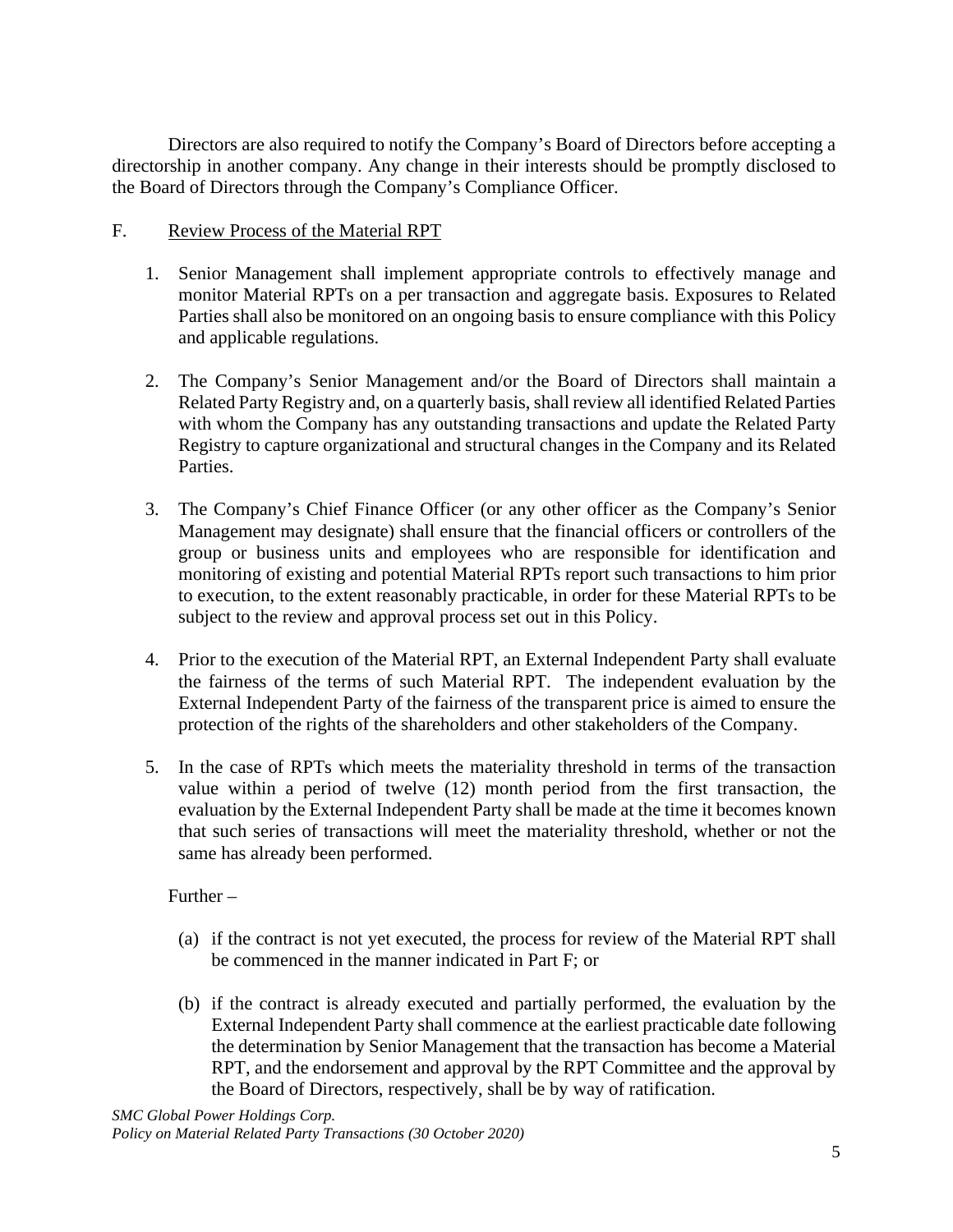Directors are also required to notify the Company's Board of Directors before accepting a directorship in another company. Any change in their interests should be promptly disclosed to the Board of Directors through the Company's Compliance Officer.

F. Review Process of the Material RPT

1. Senior Management shall implement appropriate controls to effectively manage and monitor Material RPTs on a per transaction and aggregate basis. Exposures to Related Parties shall also be monitored on an ongoing basis to ensure compliance with this Policy and applicable regulations.

2. The Company's Senior Management and/or the Board of Directors shall maintain a Related Party Registry and, on a quarterly basis, shall review all identified Related Parties with whom the Company has any outstanding transactions and update the Related Party Registry to capture organizational and structural changes in the Company and its Related Parties.

3. The Company's Chief Finance Officer (or any other officer as the Company's Senior Management may designate) shall ensure that the financial officers or controllers of the group or business units and employees who are responsible for identification and monitoring of existing and potential Material RPTs report such transactions to him prior to execution, to the extent reasonably practicable, in order for these Material RPTs to be subject to the review and approval process set out in this Policy.

4. Prior to the execution of the Material RPT, an External Independent Party shall evaluate the fairness of the terms of such Material RPT. The independent evaluation by the External Independent Party of the fairness of the transparent price is aimed to ensure the protection of the rights of the shareholders and other stakeholders of the Company.

5. In the case of RPTs which meets the materiality threshold in terms of the transaction value within a period of twelve (12) month period from the first transaction, the evaluation by the External Independent Party shall be made at the time it becomes known that such series of transactions will meet the materiality threshold, whether or not the same has already been performed.

   Further –

   (a) if the contract is not yet executed, the process for review of the Material RPT shall be commenced in the manner indicated in Part F; or

   (b) if the contract is already executed and partially performed, the evaluation by the External Independent Party shall commence at the earliest practicable date following the determination by Senior Management that the transaction has become a Material RPT, and the endorsement and approval by the RPT Committee and the approval by the Board of Directors, respectively, shall be by way of ratification.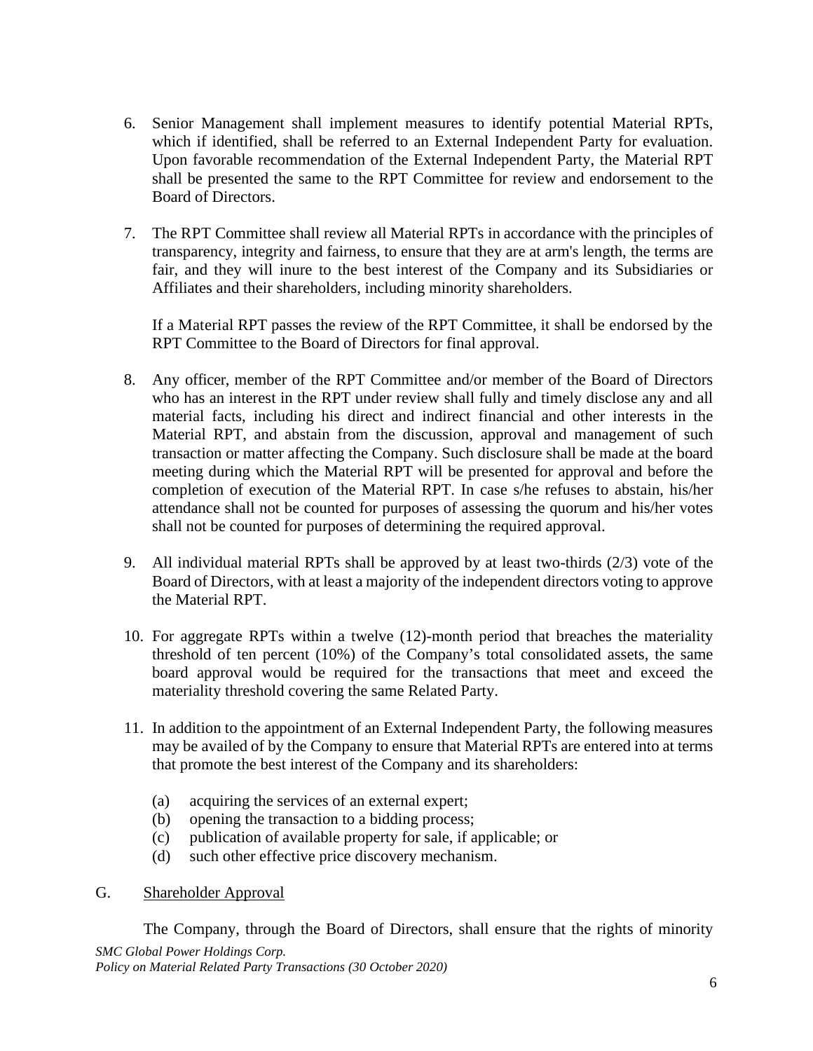6. Senior Management shall implement measures to identify potential Material RPTs, which if identified, shall be referred to an External Independent Party for evaluation. Upon favorable recommendation of the External Independent Party, the Material RPT shall be presented the same to the RPT Committee for review and endorsement to the Board of Directors.

7. The RPT Committee shall review all Material RPTs in accordance with the principles of transparency, integrity and fairness, to ensure that they are at arm's length, the terms are fair, and they will inure to the best interest of the Company and its Subsidiaries or Affiliates and their shareholders, including minority shareholders.

   If a Material RPT passes the review of the RPT Committee, it shall be endorsed by the RPT Committee to the Board of Directors for final approval.

8. Any officer, member of the RPT Committee and/or member of the Board of Directors who has an interest in the RPT under review shall fully and timely disclose any and all material facts, including his direct and indirect financial and other interests in the Material RPT, and abstain from the discussion, approval and management of such transaction or matter affecting the Company. Such disclosure shall be made at the board meeting during which the Material RPT will be presented for approval and before the completion of execution of the Material RPT. In case s/he refuses to abstain, his/her attendance shall not be counted for purposes of assessing the quorum and his/her votes shall not be counted for purposes of determining the required approval.

9. All individual material RPTs shall be approved by at least two-thirds (2/3) vote of the Board of Directors, with at least a majority of the independent directors voting to approve the Material RPT.

10. For aggregate RPTs within a twelve (12)-month period that breaches the materiality threshold of ten percent (10%) of the Company's total consolidated assets, the same board approval would be required for the transactions that meet and exceed the materiality threshold covering the same Related Party.

11. In addition to the appointment of an External Independent Party, the following measures may be availed of by the Company to ensure that Material RPTs are entered into at terms that promote the best interest of the Company and its shareholders:

    (a) acquiring the services of an external expert;
    (b) opening the transaction to a bidding process;
    (c) publication of available property for sale, if applicable; or
    (d) such other effective price discovery mechanism.

G. Shareholder Approval

The Company, through the Board of Directors, shall ensure that the rights of minority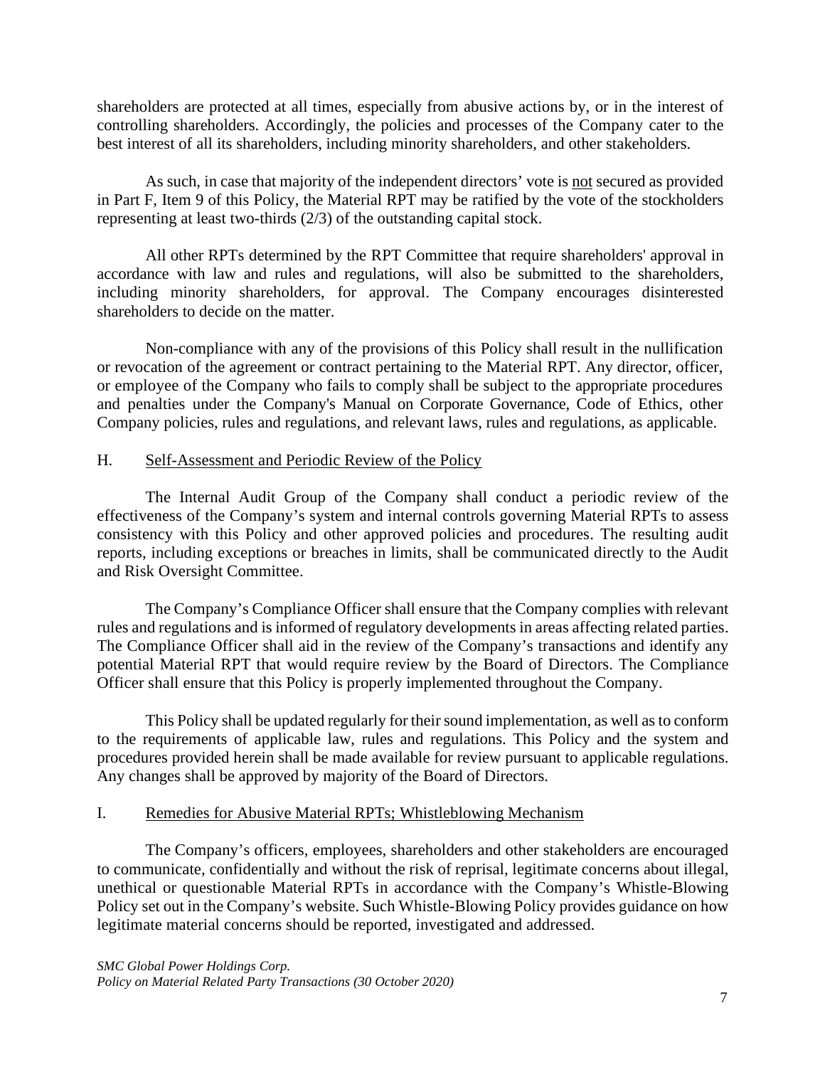shareholders are protected at all times, especially from abusive actions by, or in the interest of controlling shareholders. Accordingly, the policies and processes of the Company cater to the best interest of all its shareholders, including minority shareholders, and other stakeholders.

As such, in case that majority of the independent directors' vote is not secured as provided in Part F, Item 9 of this Policy, the Material RPT may be ratified by the vote of the stockholders representing at least two-thirds (2/3) of the outstanding capital stock.

All other RPTs determined by the RPT Committee that require shareholders' approval in accordance with law and rules and regulations, will also be submitted to the shareholders, including minority shareholders, for approval. The Company encourages disinterested shareholders to decide on the matter.

Non-compliance with any of the provisions of this Policy shall result in the nullification or revocation of the agreement or contract pertaining to the Material RPT. Any director, officer, or employee of the Company who fails to comply shall be subject to the appropriate procedures and penalties under the Company's Manual on Corporate Governance, Code of Ethics, other Company policies, rules and regulations, and relevant laws, rules and regulations, as applicable.

## H. Self-Assessment and Periodic Review of the Policy

The Internal Audit Group of the Company shall conduct a periodic review of the effectiveness of the Company's system and internal controls governing Material RPTs to assess consistency with this Policy and other approved policies and procedures. The resulting audit reports, including exceptions or breaches in limits, shall be communicated directly to the Audit and Risk Oversight Committee.

The Company's Compliance Officer shall ensure that the Company complies with relevant rules and regulations and is informed of regulatory developments in areas affecting related parties. The Compliance Officer shall aid in the review of the Company's transactions and identify any potential Material RPT that would require review by the Board of Directors. The Compliance Officer shall ensure that this Policy is properly implemented throughout the Company.

This Policy shall be updated regularly for their sound implementation, as well as to conform to the requirements of applicable law, rules and regulations. This Policy and the system and procedures provided herein shall be made available for review pursuant to applicable regulations. Any changes shall be approved by majority of the Board of Directors.

## I. Remedies for Abusive Material RPTs; Whistleblowing Mechanism

The Company's officers, employees, shareholders and other stakeholders are encouraged to communicate, confidentially and without the risk of reprisal, legitimate concerns about illegal, unethical or questionable Material RPTs in accordance with the Company's Whistle-Blowing Policy set out in the Company's website. Such Whistle-Blowing Policy provides guidance on how legitimate material concerns should be reported, investigated and addressed.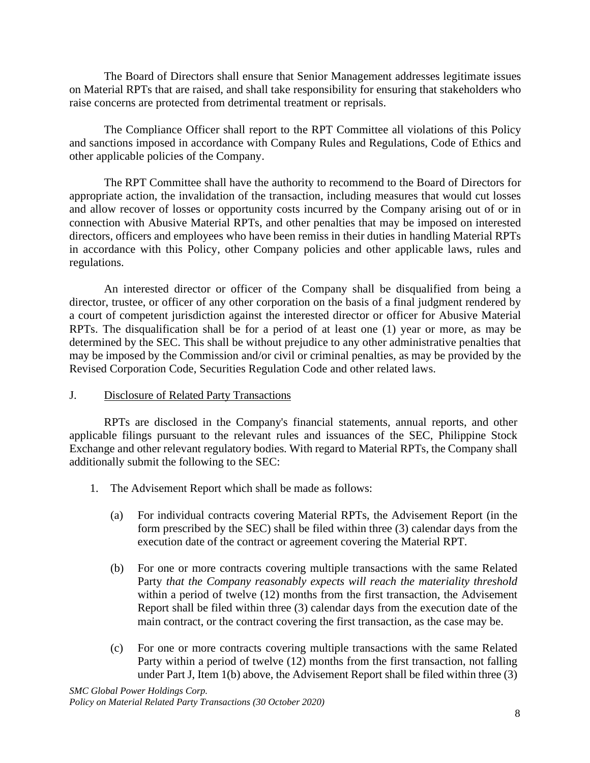The Board of Directors shall ensure that Senior Management addresses legitimate issues on Material RPTs that are raised, and shall take responsibility for ensuring that stakeholders who raise concerns are protected from detrimental treatment or reprisals.

The Compliance Officer shall report to the RPT Committee all violations of this Policy and sanctions imposed in accordance with Company Rules and Regulations, Code of Ethics and other applicable policies of the Company.

The RPT Committee shall have the authority to recommend to the Board of Directors for appropriate action, the invalidation of the transaction, including measures that would cut losses and allow recover of losses or opportunity costs incurred by the Company arising out of or in connection with Abusive Material RPTs, and other penalties that may be imposed on interested directors, officers and employees who have been remiss in their duties in handling Material RPTs in accordance with this Policy, other Company policies and other applicable laws, rules and regulations.

An interested director or officer of the Company shall be disqualified from being a director, trustee, or officer of any other corporation on the basis of a final judgment rendered by a court of competent jurisdiction against the interested director or officer for Abusive Material RPTs. The disqualification shall be for a period of at least one (1) year or more, as may be determined by the SEC. This shall be without prejudice to any other administrative penalties that may be imposed by the Commission and/or civil or criminal penalties, as may be provided by the Revised Corporation Code, Securities Regulation Code and other related laws.

J. Disclosure of Related Party Transactions

RPTs are disclosed in the Company's financial statements, annual reports, and other applicable filings pursuant to the relevant rules and issuances of the SEC, Philippine Stock Exchange and other relevant regulatory bodies. With regard to Material RPTs, the Company shall additionally submit the following to the SEC:

1. The Advisement Report which shall be made as follows:

   (a) For individual contracts covering Material RPTs, the Advisement Report (in the form prescribed by the SEC) shall be filed within three (3) calendar days from the execution date of the contract or agreement covering the Material RPT.

   (b) For one or more contracts covering multiple transactions with the same Related Party *that the Company reasonably expects will reach the materiality threshold* within a period of twelve (12) months from the first transaction, the Advisement Report shall be filed within three (3) calendar days from the execution date of the main contract, or the contract covering the first transaction, as the case may be.

   (c) For one or more contracts covering multiple transactions with the same Related Party within a period of twelve (12) months from the first transaction, not falling under Part J, Item 1(b) above, the Advisement Report shall be filed within three (3)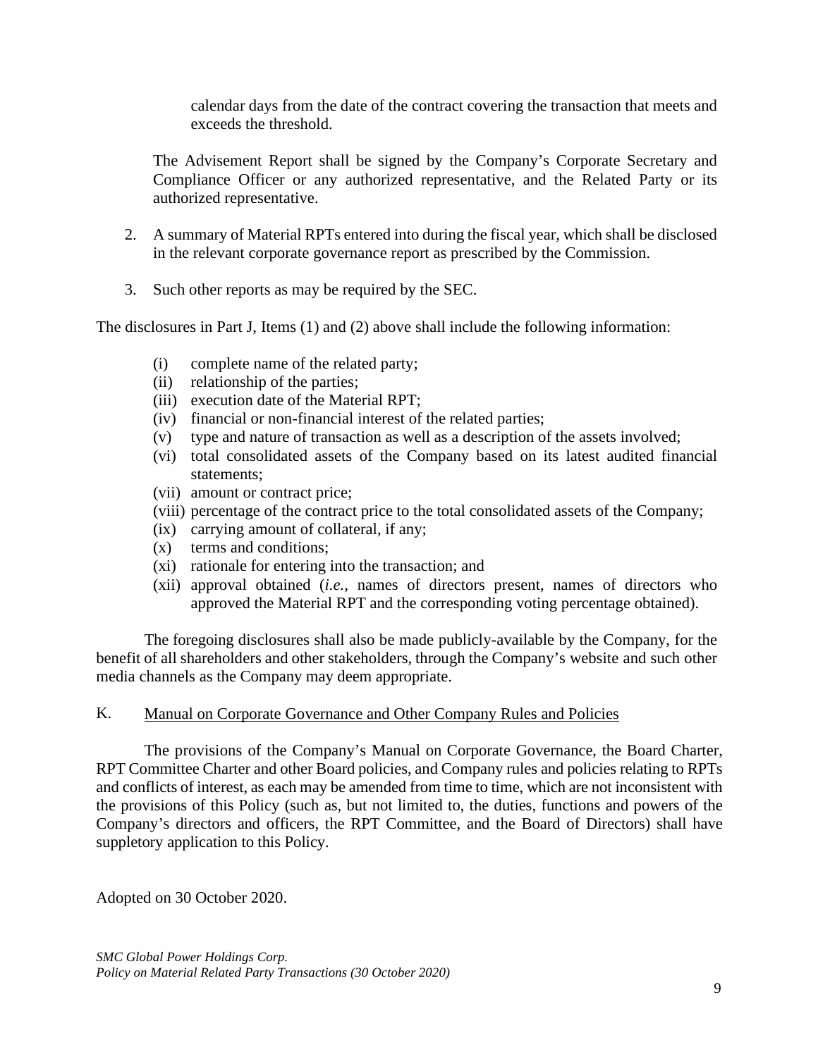calendar days from the date of the contract covering the transaction that meets and exceeds the threshold.

The Advisement Report shall be signed by the Company's Corporate Secretary and Compliance Officer or any authorized representative, and the Related Party or its authorized representative.

2. A summary of Material RPTs entered into during the fiscal year, which shall be disclosed in the relevant corporate governance report as prescribed by the Commission.

3. Such other reports as may be required by the SEC.

The disclosures in Part J, Items (1) and (2) above shall include the following information:

- (i) complete name of the related party;
- (ii) relationship of the parties;
- (iii) execution date of the Material RPT;
- (iv) financial or non-financial interest of the related parties;
- (v) type and nature of transaction as well as a description of the assets involved;
- (vi) total consolidated assets of the Company based on its latest audited financial statements;
- (vii) amount or contract price;
- (viii) percentage of the contract price to the total consolidated assets of the Company;
- (ix) carrying amount of collateral, if any;
- (x) terms and conditions;
- (xi) rationale for entering into the transaction; and
- (xii) approval obtained (*i.e.*, names of directors present, names of directors who approved the Material RPT and the corresponding voting percentage obtained).

The foregoing disclosures shall also be made publicly-available by the Company, for the benefit of all shareholders and other stakeholders, through the Company's website and such other media channels as the Company may deem appropriate.

K. Manual on Corporate Governance and Other Company Rules and Policies

The provisions of the Company's Manual on Corporate Governance, the Board Charter, RPT Committee Charter and other Board policies, and Company rules and policies relating to RPTs and conflicts of interest, as each may be amended from time to time, which are not inconsistent with the provisions of this Policy (such as, but not limited to, the duties, functions and powers of the Company's directors and officers, the RPT Committee, and the Board of Directors) shall have suppletory application to this Policy.

Adopted on 30 October 2020.